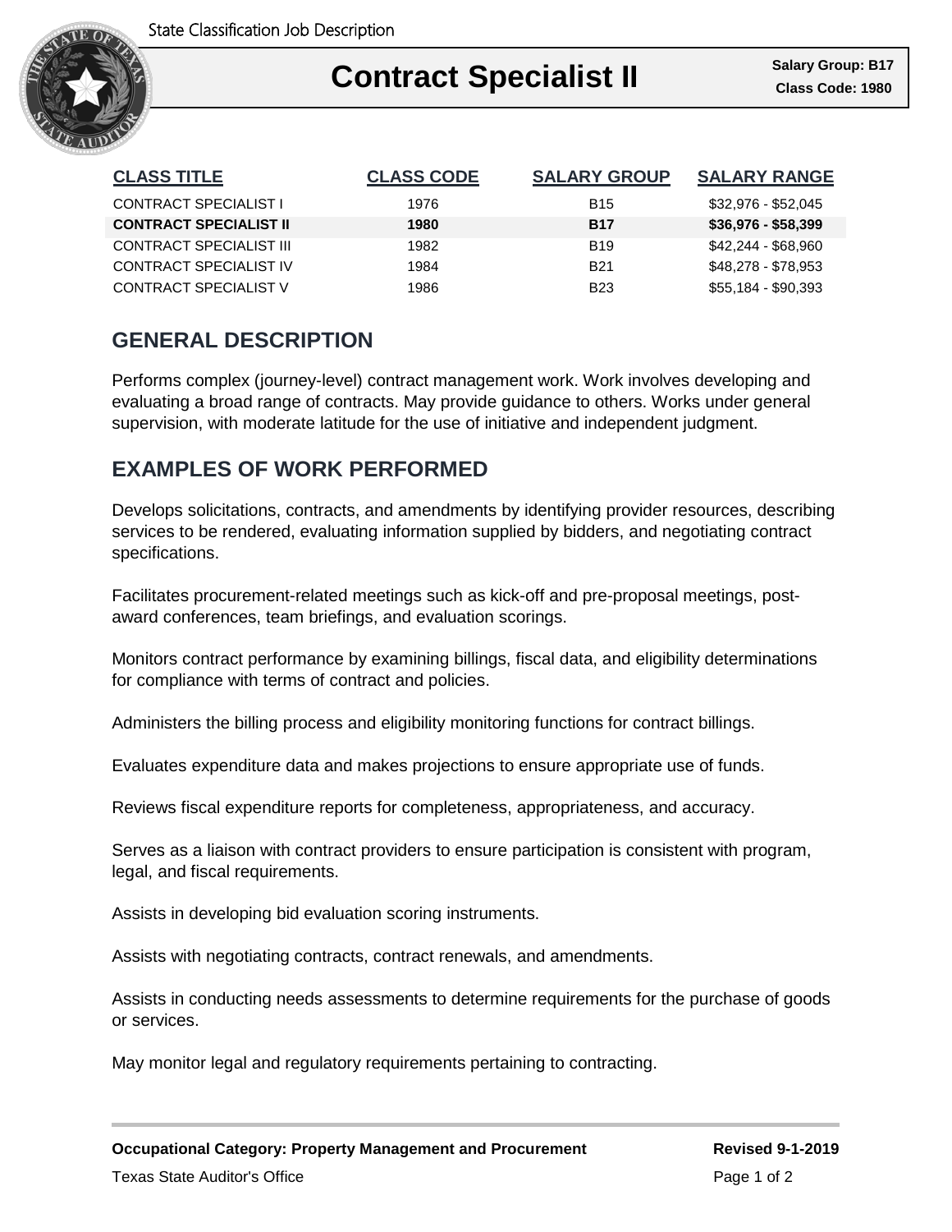State Classification Job Description

# Contract Specialist II

**Salary Group: B17**
**Class Code: 1980**

| CLASS TITLE | CLASS CODE | SALARY GROUP | SALARY RANGE |
|---|---|---|---|
| CONTRACT SPECIALIST I | 1976 | B15 | $32,976 - $52,045 |
| **CONTRACT SPECIALIST II** | **1980** | **B17** | **$36,976 - $58,399** |
| CONTRACT SPECIALIST III | 1982 | B19 | $42,244 - $68,960 |
| CONTRACT SPECIALIST IV | 1984 | B21 | $48,278 - $78,953 |
| CONTRACT SPECIALIST V | 1986 | B23 | $55,184 - $90,393 |

## GENERAL DESCRIPTION

Performs complex (journey-level) contract management work. Work involves developing and evaluating a broad range of contracts. May provide guidance to others. Works under general supervision, with moderate latitude for the use of initiative and independent judgment.

## EXAMPLES OF WORK PERFORMED

Develops solicitations, contracts, and amendments by identifying provider resources, describing services to be rendered, evaluating information supplied by bidders, and negotiating contract specifications.

Facilitates procurement-related meetings such as kick-off and pre-proposal meetings, post-award conferences, team briefings, and evaluation scorings.

Monitors contract performance by examining billings, fiscal data, and eligibility determinations for compliance with terms of contract and policies.

Administers the billing process and eligibility monitoring functions for contract billings.

Evaluates expenditure data and makes projections to ensure appropriate use of funds.

Reviews fiscal expenditure reports for completeness, appropriateness, and accuracy.

Serves as a liaison with contract providers to ensure participation is consistent with program, legal, and fiscal requirements.

Assists in developing bid evaluation scoring instruments.

Assists with negotiating contracts, contract renewals, and amendments.

Assists in conducting needs assessments to determine requirements for the purchase of goods or services.

May monitor legal and regulatory requirements pertaining to contracting.

**Occupational Category: Property Management and Procurement** **Revised 9-1-2019**

Texas State Auditor's Office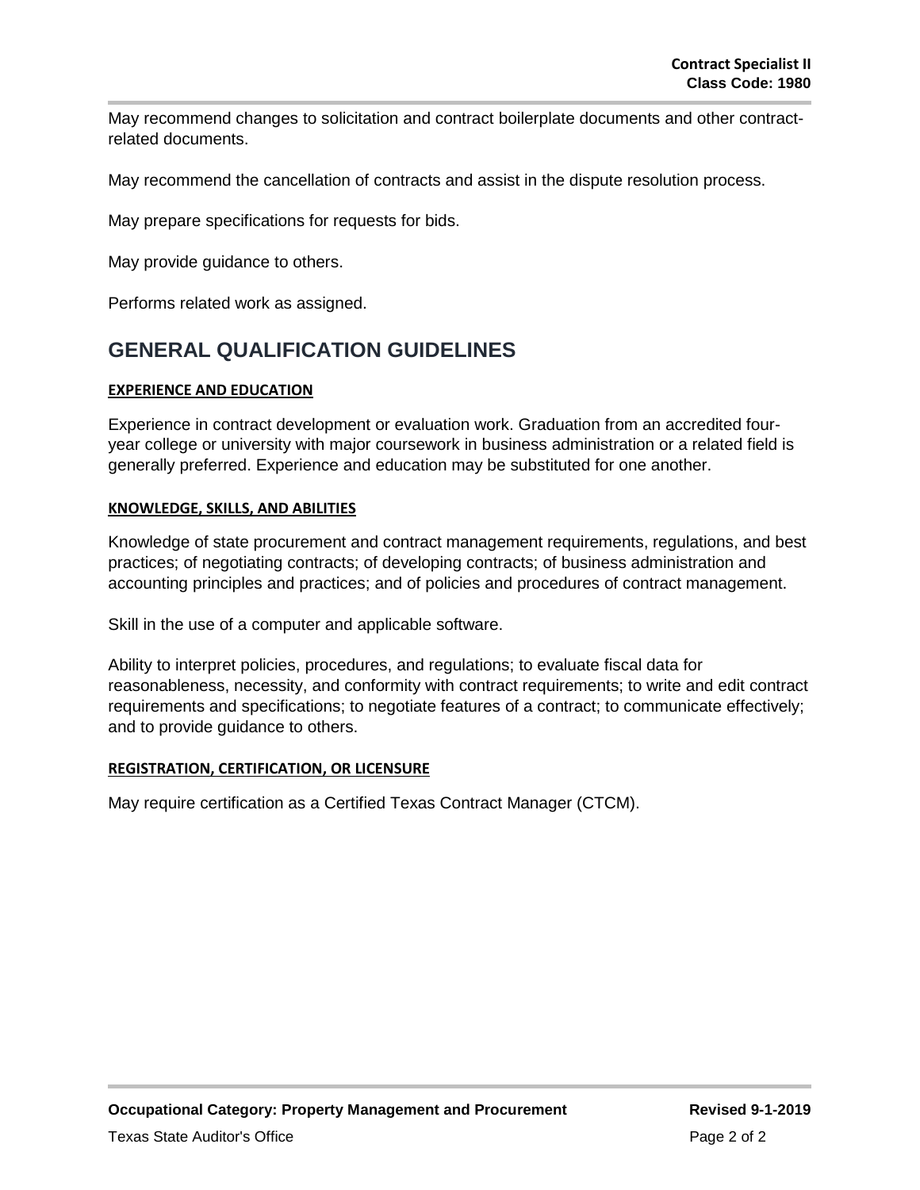May recommend changes to solicitation and contract boilerplate documents and other contract-related documents.

May recommend the cancellation of contracts and assist in the dispute resolution process.

May prepare specifications for requests for bids.

May provide guidance to others.

Performs related work as assigned.

## GENERAL QUALIFICATION GUIDELINES

### EXPERIENCE AND EDUCATION

Experience in contract development or evaluation work. Graduation from an accredited four-year college or university with major coursework in business administration or a related field is generally preferred. Experience and education may be substituted for one another.

### KNOWLEDGE, SKILLS, AND ABILITIES

Knowledge of state procurement and contract management requirements, regulations, and best practices; of negotiating contracts; of developing contracts; of business administration and accounting principles and practices; and of policies and procedures of contract management.

Skill in the use of a computer and applicable software.

Ability to interpret policies, procedures, and regulations; to evaluate fiscal data for reasonableness, necessity, and conformity with contract requirements; to write and edit contract requirements and specifications; to negotiate features of a contract; to communicate effectively; and to provide guidance to others.

### REGISTRATION, CERTIFICATION, OR LICENSURE

May require certification as a Certified Texas Contract Manager (CTCM).